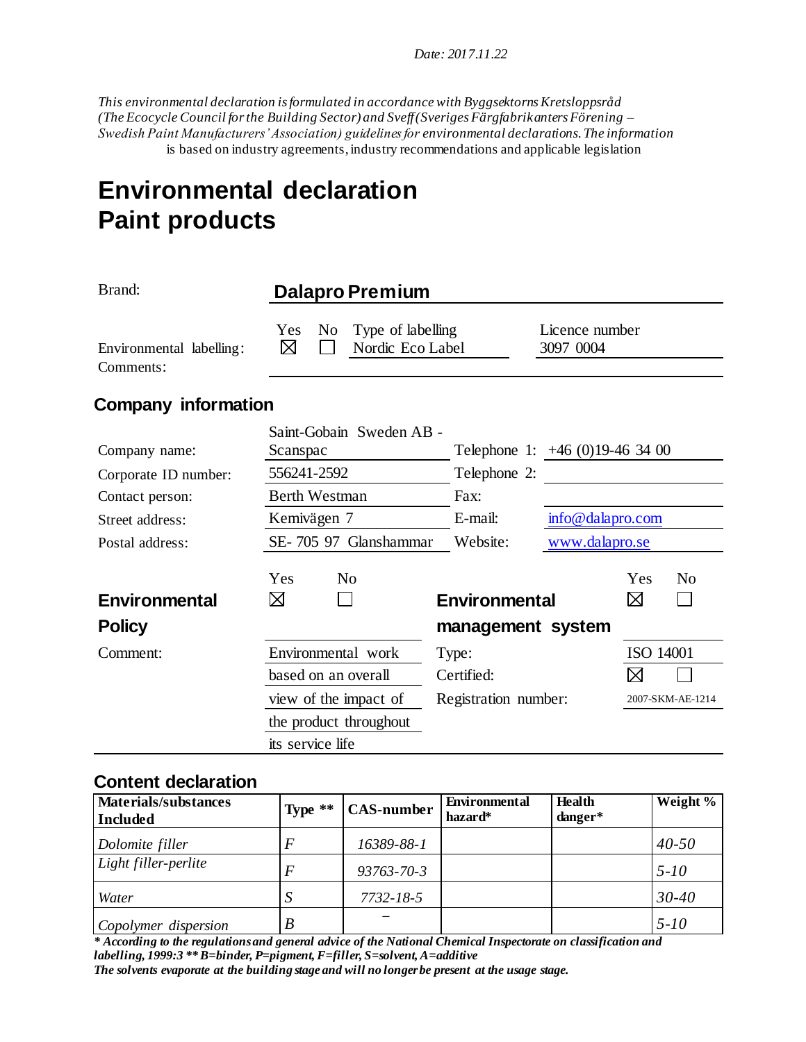*Date: 2017.11.22*

*This environmental declaration is formulated in accordance with Byggsektorns Kretsloppsråd (The Ecocycle Council for the Building Sector) and Sveff (Sveriges Färgfabrikanters Förening – Swedish Paint Manufacturers' Association) guidelines for environmental declarations. The information* is based on industry agreements, industry recommendations and applicable legislation

# Environmental declaration
# Paint products

| | |
|---|---|
| Brand: | **Dalapro Premium** |

| | Yes | No | Type of labelling | Licence number |
|---|---|---|---|---|
| Environmental labelling: | ☒ | ☐ | Nordic Eco Label | 3097 0004 |
| Comments: | | | | |

## Company information

| | | | |
|---|---|---|---|
| Company name: | Saint-Gobain Sweden AB - Scanspac | Telephone 1: | +46 (0)19-46 34 00 |
| Corporate ID number: | 556241-2592 | Telephone 2: | |
| Contact person: | Berth Westman | Fax: | |
| Street address: | Kemivägen 7 | E-mail: | info@dalapro.com |
| Postal address: | SE- 705 97 Glanshammar | Website: | www.dalapro.se |

| | Yes | No | | Yes | No |
|---|---|---|---|---|---|
| **Environmental Policy** | ☒ | ☐ | **Environmental management system** | ☒ | ☐ |
| Comment: | Environmental work based on an overall view of the impact of the product throughout its service life | | Type: | ISO 14001 | |
| | | | Certified: | ☒ | ☐ |
| | | | Registration number: | 2007-SKM-AE-1214 | |

## Content declaration

| Materials/substances Included | Type ** | CAS-number | Environmental hazard* | Health danger* | Weight % |
|---|---|---|---|---|---|
| *Dolomite filler* | *F* | *16389-88-1* | | | *40-50* |
| *Light filler-perlite* | *F* | *93763-70-3* | | | *5-10* |
| *Water* | *S* | *7732-18-5* | | | *30-40* |
| *Copolymer dispersion* | *B* | – | | | *5-10* |

***** According to the regulations and general advice of the National Chemical Inspectorate on classification and labelling, 1999:3 ** B=binder, P=pigment, F=filler, S=solvent, A=additive*

***The solvents evaporate at the building stage and will no longer be present at the usage stage.***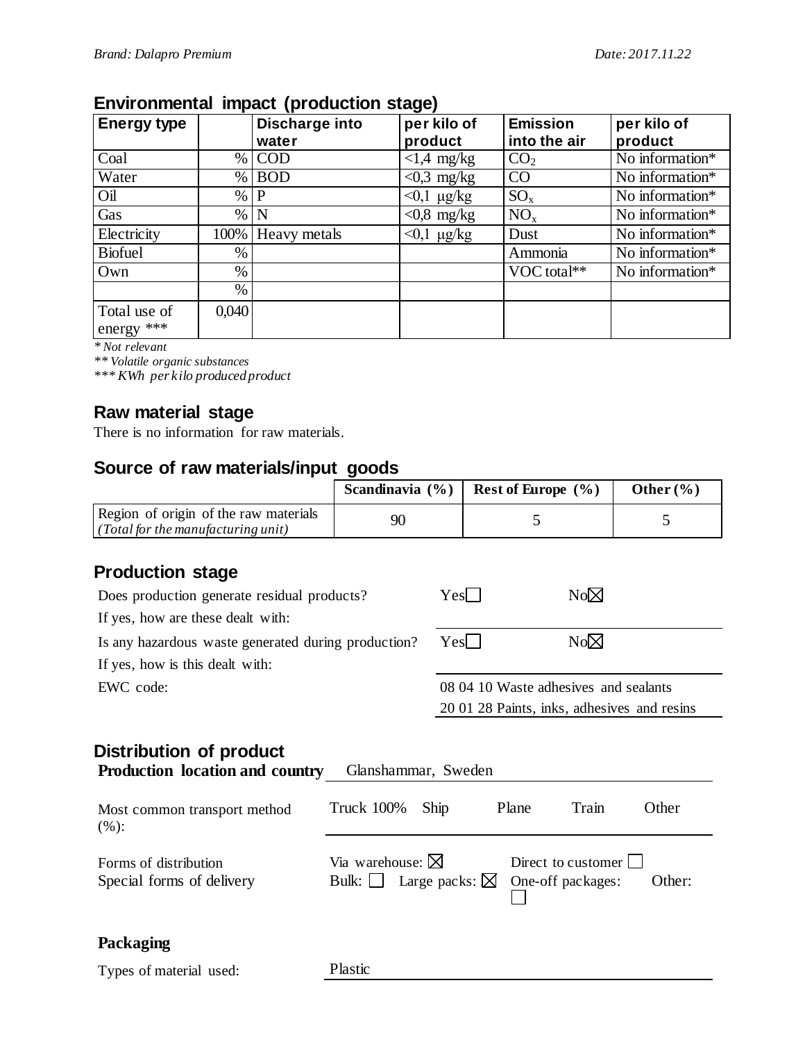## Environmental impact (production stage)

| Energy type | | Discharge into water | per kilo of product | Emission into the air | per kilo of product |
|---|---|---|---|---|---|
| Coal | % | COD | <1,4 mg/kg | $CO_2$ | No information* |
| Water | % | BOD | <0,3 mg/kg | CO | No information* |
| Oil | % | P | <0,1 µg/kg | $SO_x$ | No information* |
| Gas | % | N | <0,8 mg/kg | $NO_x$ | No information* |
| Electricity | 100% | Heavy metals | <0,1 µg/kg | Dust | No information* |
| Biofuel | % | | | Ammonia | No information* |
| Own | % | | | VOC total** | No information* |
| | % | | | | |
| Total use of energy *** | 0,040 | | | | |

*\* Not relevant*

*\*\* Volatile organic substances*

*\*\*\* KWh per kilo produced product*

## Raw material stage

There is no information for raw materials.

## Source of raw materials/input goods

| | Scandinavia (%) | Rest of Europe (%) | Other (%) |
|---|---|---|---|
| Region of origin of the raw materials *(Total for the manufacturing unit)* | 90 | 5 | 5 |

## Production stage

| | | |
|---|---|---|
| Does production generate residual products? | Yes☐ | No☒ |
| If yes, how are these dealt with: | | |
| Is any hazardous waste generated during production? | Yes☐ | No☒ |
| If yes, how is this dealt with: | | |
| EWC code: | 08 04 10 Waste adhesives and sealants<br>20 01 28 Paints, inks, adhesives and resins | |

## Distribution of product

**Production location and country** Glanshammar, Sweden

Most common transport method (%): Truck 100% Ship Plane Train Other

Forms of distribution: Via warehouse: ☒ Direct to customer ☐

Special forms of delivery: Bulk: ☐ Large packs: ☒ One-off packages: ☐ Other:

### Packaging

Types of material used: Plastic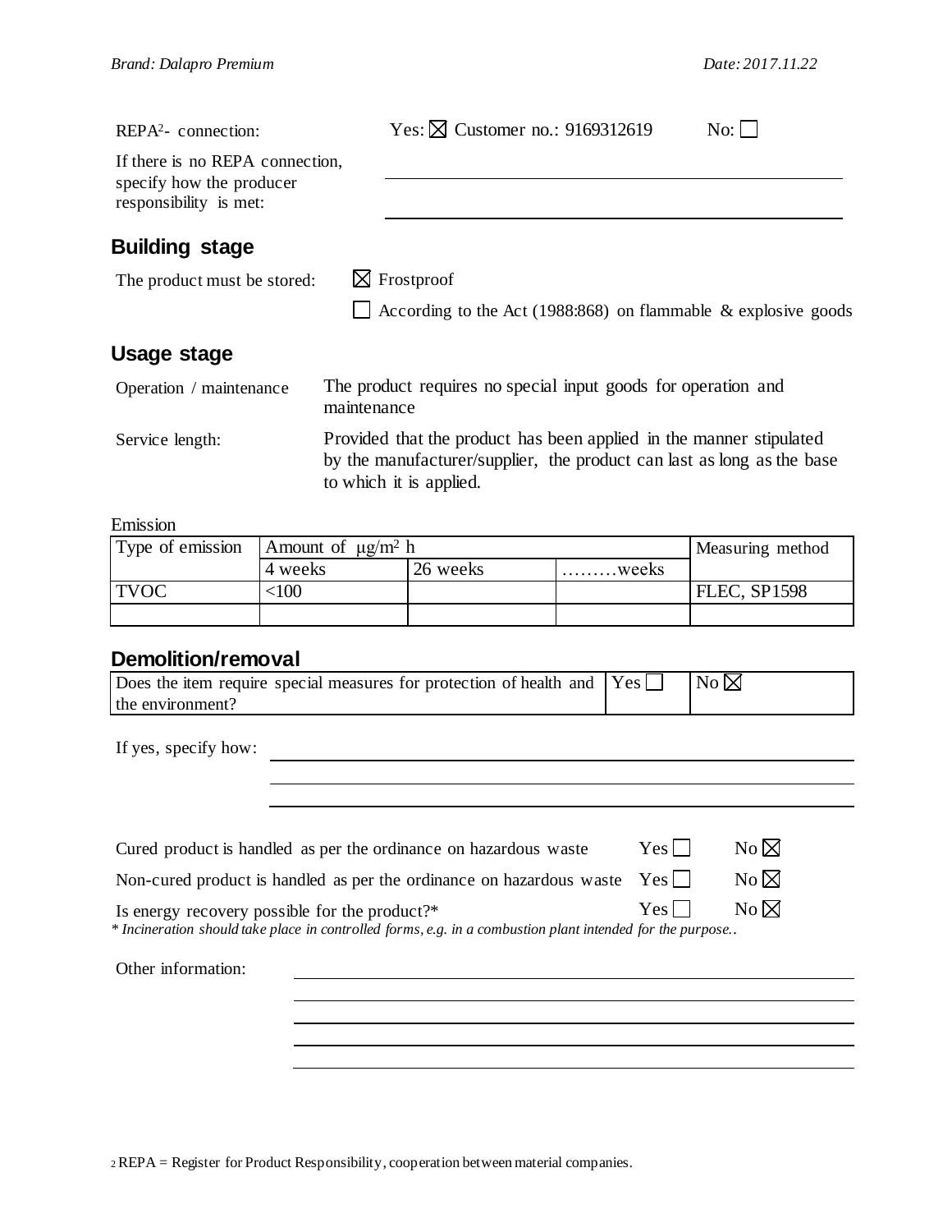REPA[2]- connection: Yes: ☒ Customer no.: 9169312619 No: ☐

If there is no REPA connection, specify how the producer responsibility is met:

## Building stage

The product must be stored: ☒ Frostproof

☐ According to the Act (1988:868) on flammable & explosive goods

## Usage stage

Operation / maintenance: The product requires no special input goods for operation and maintenance

Service length: Provided that the product has been applied in the manner stipulated by the manufacturer/supplier, the product can last as long as the base to which it is applied.

Emission

| Type of emission | Amount of μg/m² h | | | Measuring method |
|---|---|---|---|---|
| | 4 weeks | 26 weeks | ………weeks | |
| TVOC | <100 | | | FLEC, SP1598 |
| | | | | |

## Demolition/removal

| Does the item require special measures for protection of health and the environment? | Yes ☐ | No ☒ |
|---|---|---|

If yes, specify how:

Cured product is handled as per the ordinance on hazardous waste Yes ☐ No ☒

Non-cured product is handled as per the ordinance on hazardous waste Yes ☐ No ☒

Is energy recovery possible for the product?* Yes ☐ No ☒

*\* Incineration should take place in controlled forms, e.g. in a combustion plant intended for the purpose..*

Other information:

[2] REPA = Register for Product Responsibility, cooperation between material companies.